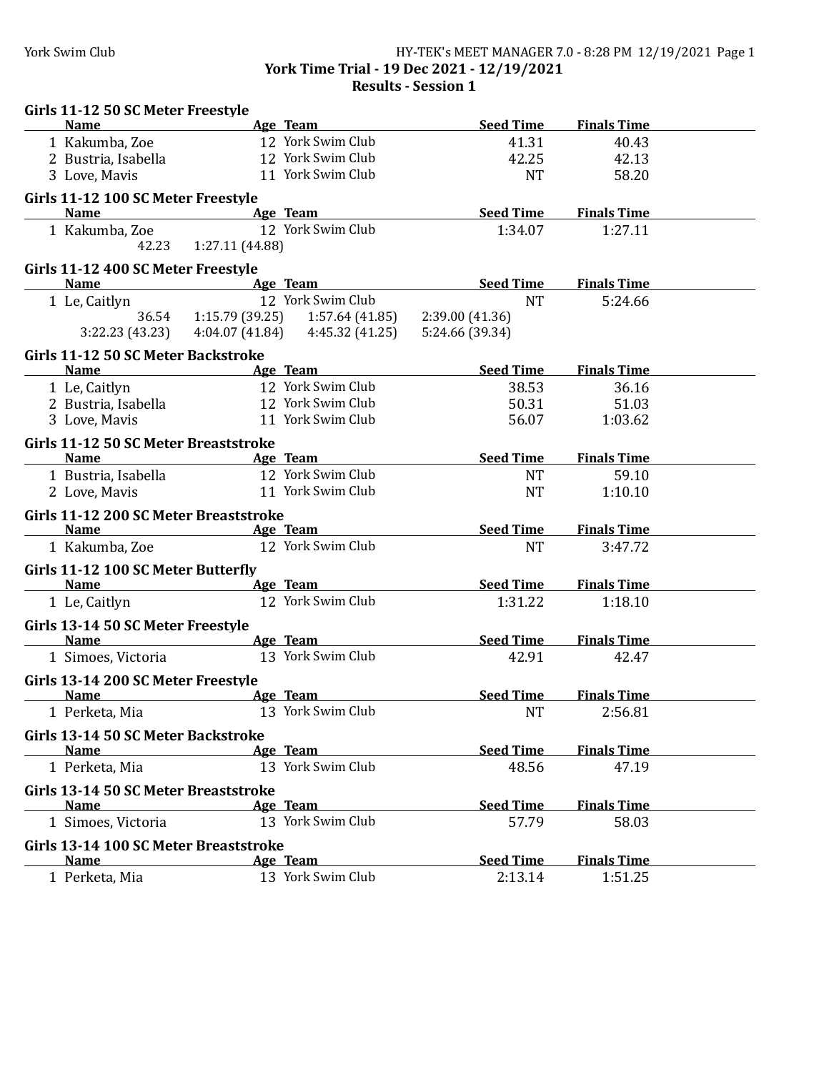York Time Trial - 19 Dec 2021 - 12/19/2021

Results - Session 1

### Girls 11-12 50 SC Meter Freestyle

| Name | Age | Team | Seed Time | Finals Time |
|---|---|---|---|---|
| 1 Kakumba, Zoe | 12 | York Swim Club | 41.31 | 40.43 |
| 2 Bustria, Isabella | 12 | York Swim Club | 42.25 | 42.13 |
| 3 Love, Mavis | 11 | York Swim Club | NT | 58.20 |

### Girls 11-12 100 SC Meter Freestyle

| Name | Age | Team | Seed Time | Finals Time |
|---|---|---|---|---|
| 1 Kakumba, Zoe | 12 | York Swim Club | 1:34.07 | 1:27.11 |

42.23 1:27.11 (44.88)

### Girls 11-12 400 SC Meter Freestyle

| Name | Age | Team | Seed Time | Finals Time |
|---|---|---|---|---|
| 1 Le, Caitlyn | 12 | York Swim Club | NT | 5:24.66 |

36.54 1:15.79 (39.25) 1:57.64 (41.85) 2:39.00 (41.36)
3:22.23 (43.23) 4:04.07 (41.84) 4:45.32 (41.25) 5:24.66 (39.34)

### Girls 11-12 50 SC Meter Backstroke

| Name | Age | Team | Seed Time | Finals Time |
|---|---|---|---|---|
| 1 Le, Caitlyn | 12 | York Swim Club | 38.53 | 36.16 |
| 2 Bustria, Isabella | 12 | York Swim Club | 50.31 | 51.03 |
| 3 Love, Mavis | 11 | York Swim Club | 56.07 | 1:03.62 |

### Girls 11-12 50 SC Meter Breaststroke

| Name | Age | Team | Seed Time | Finals Time |
|---|---|---|---|---|
| 1 Bustria, Isabella | 12 | York Swim Club | NT | 59.10 |
| 2 Love, Mavis | 11 | York Swim Club | NT | 1:10.10 |

### Girls 11-12 200 SC Meter Breaststroke

| Name | Age | Team | Seed Time | Finals Time |
|---|---|---|---|---|
| 1 Kakumba, Zoe | 12 | York Swim Club | NT | 3:47.72 |

### Girls 11-12 100 SC Meter Butterfly

| Name | Age | Team | Seed Time | Finals Time |
|---|---|---|---|---|
| 1 Le, Caitlyn | 12 | York Swim Club | 1:31.22 | 1:18.10 |

### Girls 13-14 50 SC Meter Freestyle

| Name | Age | Team | Seed Time | Finals Time |
|---|---|---|---|---|
| 1 Simoes, Victoria | 13 | York Swim Club | 42.91 | 42.47 |

### Girls 13-14 200 SC Meter Freestyle

| Name | Age | Team | Seed Time | Finals Time |
|---|---|---|---|---|
| 1 Perketa, Mia | 13 | York Swim Club | NT | 2:56.81 |

### Girls 13-14 50 SC Meter Backstroke

| Name | Age | Team | Seed Time | Finals Time |
|---|---|---|---|---|
| 1 Perketa, Mia | 13 | York Swim Club | 48.56 | 47.19 |

### Girls 13-14 50 SC Meter Breaststroke

| Name | Age | Team | Seed Time | Finals Time |
|---|---|---|---|---|
| 1 Simoes, Victoria | 13 | York Swim Club | 57.79 | 58.03 |

### Girls 13-14 100 SC Meter Breaststroke

| Name | Age | Team | Seed Time | Finals Time |
|---|---|---|---|---|
| 1 Perketa, Mia | 13 | York Swim Club | 2:13.14 | 1:51.25 |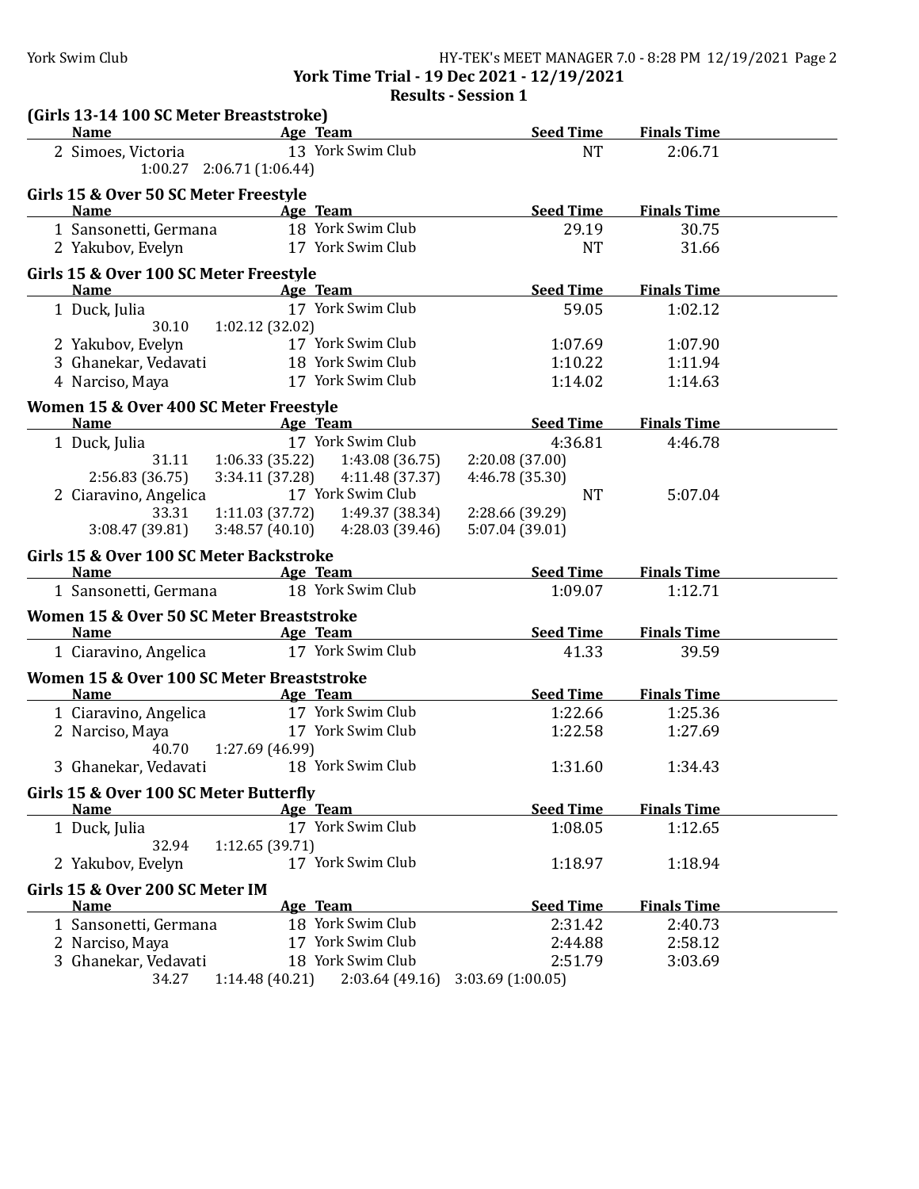## York Time Trial - 19 Dec 2021 - 12/19/2021

### Results - Session 1

**(Girls 13-14 100 SC Meter Breaststroke)**

| | Name | Age | Team | Seed Time | Finals Time |
|---|---|---|---|---|---|
| 2 | Simoes, Victoria | 13 | York Swim Club | NT | 2:06.71 |
| | 1:00.27 2:06.71 (1:06.44) | | | | |

**Girls 15 & Over 50 SC Meter Freestyle**

| | Name | Age | Team | Seed Time | Finals Time |
|---|---|---|---|---|---|
| 1 | Sansonetti, Germana | 18 | York Swim Club | 29.19 | 30.75 |
| 2 | Yakubov, Evelyn | 17 | York Swim Club | NT | 31.66 |

**Girls 15 & Over 100 SC Meter Freestyle**

| | Name | Age | Team | Seed Time | Finals Time |
|---|---|---|---|---|---|
| 1 | Duck, Julia | 17 | York Swim Club | 59.05 | 1:02.12 |
| | 30.10 1:02.12 (32.02) | | | | |
| 2 | Yakubov, Evelyn | 17 | York Swim Club | 1:07.69 | 1:07.90 |
| 3 | Ghanekar, Vedavati | 18 | York Swim Club | 1:10.22 | 1:11.94 |
| 4 | Narciso, Maya | 17 | York Swim Club | 1:14.02 | 1:14.63 |

**Women 15 & Over 400 SC Meter Freestyle**

| | Name | Age | Team | Seed Time | Finals Time |
|---|---|---|---|---|---|
| 1 | Duck, Julia | 17 | York Swim Club | 4:36.81 | 4:46.78 |
| | 31.11 1:06.33 (35.22) 1:43.08 (36.75) 2:20.08 (37.00) | | | | |
| | 2:56.83 (36.75) 3:34.11 (37.28) 4:11.48 (37.37) 4:46.78 (35.30) | | | | |
| 2 | Ciaravino, Angelica | 17 | York Swim Club | NT | 5:07.04 |
| | 33.31 1:11.03 (37.72) 1:49.37 (38.34) 2:28.66 (39.29) | | | | |
| | 3:08.47 (39.81) 3:48.57 (40.10) 4:28.03 (39.46) 5:07.04 (39.01) | | | | |

**Girls 15 & Over 100 SC Meter Backstroke**

| | Name | Age | Team | Seed Time | Finals Time |
|---|---|---|---|---|---|
| 1 | Sansonetti, Germana | 18 | York Swim Club | 1:09.07 | 1:12.71 |

**Women 15 & Over 50 SC Meter Breaststroke**

| | Name | Age | Team | Seed Time | Finals Time |
|---|---|---|---|---|---|
| 1 | Ciaravino, Angelica | 17 | York Swim Club | 41.33 | 39.59 |

**Women 15 & Over 100 SC Meter Breaststroke**

| | Name | Age | Team | Seed Time | Finals Time |
|---|---|---|---|---|---|
| 1 | Ciaravino, Angelica | 17 | York Swim Club | 1:22.66 | 1:25.36 |
| 2 | Narciso, Maya | 17 | York Swim Club | 1:22.58 | 1:27.69 |
| | 40.70 1:27.69 (46.99) | | | | |
| 3 | Ghanekar, Vedavati | 18 | York Swim Club | 1:31.60 | 1:34.43 |

**Girls 15 & Over 100 SC Meter Butterfly**

| | Name | Age | Team | Seed Time | Finals Time |
|---|---|---|---|---|---|
| 1 | Duck, Julia | 17 | York Swim Club | 1:08.05 | 1:12.65 |
| | 32.94 1:12.65 (39.71) | | | | |
| 2 | Yakubov, Evelyn | 17 | York Swim Club | 1:18.97 | 1:18.94 |

**Girls 15 & Over 200 SC Meter IM**

| | Name | Age | Team | Seed Time | Finals Time |
|---|---|---|---|---|---|
| 1 | Sansonetti, Germana | 18 | York Swim Club | 2:31.42 | 2:40.73 |
| 2 | Narciso, Maya | 17 | York Swim Club | 2:44.88 | 2:58.12 |
| 3 | Ghanekar, Vedavati | 18 | York Swim Club | 2:51.79 | 3:03.69 |
| | 34.27 1:14.48 (40.21) 2:03.64 (49.16) 3:03.69 (1:00.05) | | | | |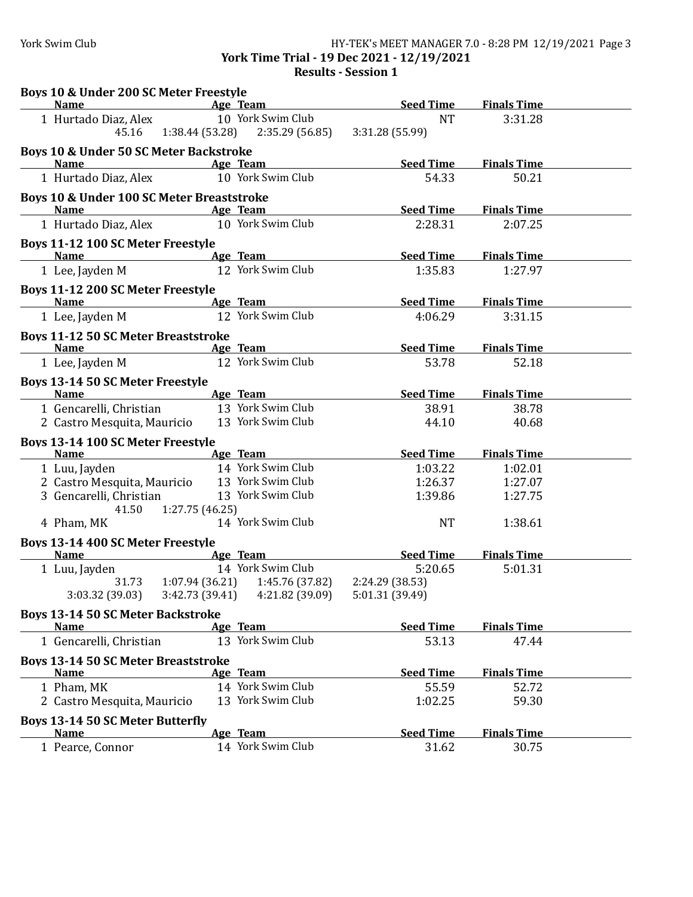York Time Trial - 19 Dec 2021 - 12/19/2021

Results - Session 1

### Boys 10 & Under 200 SC Meter Freestyle

| | Name | Age | Team | Seed Time | Finals Time |
|---|---|---|---|---|---|
| 1 | Hurtado Diaz, Alex | 10 | York Swim Club | NT | 3:31.28 |

45.16 &nbsp;&nbsp; 1:38.44 (53.28) &nbsp;&nbsp; 2:35.29 (56.85) &nbsp;&nbsp; 3:31.28 (55.99)

### Boys 10 & Under 50 SC Meter Backstroke

| | Name | Age | Team | Seed Time | Finals Time |
|---|---|---|---|---|---|
| 1 | Hurtado Diaz, Alex | 10 | York Swim Club | 54.33 | 50.21 |

### Boys 10 & Under 100 SC Meter Breaststroke

| | Name | Age | Team | Seed Time | Finals Time |
|---|---|---|---|---|---|
| 1 | Hurtado Diaz, Alex | 10 | York Swim Club | 2:28.31 | 2:07.25 |

### Boys 11-12 100 SC Meter Freestyle

| | Name | Age | Team | Seed Time | Finals Time |
|---|---|---|---|---|---|
| 1 | Lee, Jayden M | 12 | York Swim Club | 1:35.83 | 1:27.97 |

### Boys 11-12 200 SC Meter Freestyle

| | Name | Age | Team | Seed Time | Finals Time |
|---|---|---|---|---|---|
| 1 | Lee, Jayden M | 12 | York Swim Club | 4:06.29 | 3:31.15 |

### Boys 11-12 50 SC Meter Breaststroke

| | Name | Age | Team | Seed Time | Finals Time |
|---|---|---|---|---|---|
| 1 | Lee, Jayden M | 12 | York Swim Club | 53.78 | 52.18 |

### Boys 13-14 50 SC Meter Freestyle

| | Name | Age | Team | Seed Time | Finals Time |
|---|---|---|---|---|---|
| 1 | Gencarelli, Christian | 13 | York Swim Club | 38.91 | 38.78 |
| 2 | Castro Mesquita, Mauricio | 13 | York Swim Club | 44.10 | 40.68 |

### Boys 13-14 100 SC Meter Freestyle

| | Name | Age | Team | Seed Time | Finals Time |
|---|---|---|---|---|---|
| 1 | Luu, Jayden | 14 | York Swim Club | 1:03.22 | 1:02.01 |
| 2 | Castro Mesquita, Mauricio | 13 | York Swim Club | 1:26.37 | 1:27.07 |
| 3 | Gencarelli, Christian | 13 | York Swim Club | 1:39.86 | 1:27.75 |
| | 41.50 &nbsp; 1:27.75 (46.25) | | | | |
| 4 | Pham, MK | 14 | York Swim Club | NT | 1:38.61 |

### Boys 13-14 400 SC Meter Freestyle

| | Name | Age | Team | Seed Time | Finals Time |
|---|---|---|---|---|---|
| 1 | Luu, Jayden | 14 | York Swim Club | 5:20.65 | 5:01.31 |

31.73 &nbsp;&nbsp; 1:07.94 (36.21) &nbsp;&nbsp; 1:45.76 (37.82) &nbsp;&nbsp; 2:24.29 (38.53)
3:03.32 (39.03) &nbsp;&nbsp; 3:42.73 (39.41) &nbsp;&nbsp; 4:21.82 (39.09) &nbsp;&nbsp; 5:01.31 (39.49)

### Boys 13-14 50 SC Meter Backstroke

| | Name | Age | Team | Seed Time | Finals Time |
|---|---|---|---|---|---|
| 1 | Gencarelli, Christian | 13 | York Swim Club | 53.13 | 47.44 |

### Boys 13-14 50 SC Meter Breaststroke

| | Name | Age | Team | Seed Time | Finals Time |
|---|---|---|---|---|---|
| 1 | Pham, MK | 14 | York Swim Club | 55.59 | 52.72 |
| 2 | Castro Mesquita, Mauricio | 13 | York Swim Club | 1:02.25 | 59.30 |

### Boys 13-14 50 SC Meter Butterfly

| | Name | Age | Team | Seed Time | Finals Time |
|---|---|---|---|---|---|
| 1 | Pearce, Connor | 14 | York Swim Club | 31.62 | 30.75 |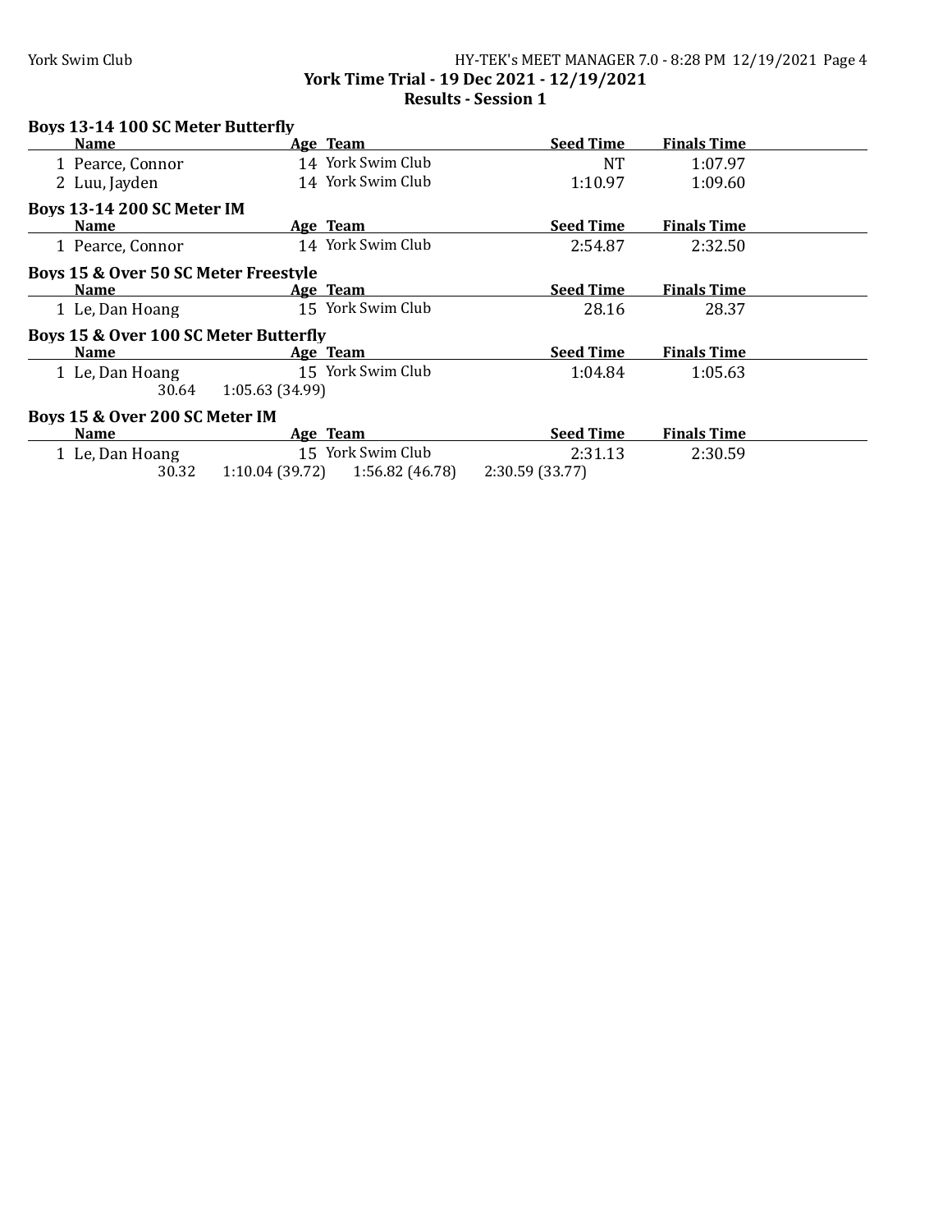**York Time Trial - 19 Dec 2021 - 12/19/2021**

**Results - Session 1**

### Boys 13-14 100 SC Meter Butterfly

| | Name | Age | Team | Seed Time | Finals Time |
|---|---|---|---|---|---|
| 1 | Pearce, Connor | 14 | York Swim Club | NT | 1:07.97 |
| 2 | Luu, Jayden | 14 | York Swim Club | 1:10.97 | 1:09.60 |

### Boys 13-14 200 SC Meter IM

| | Name | Age | Team | Seed Time | Finals Time |
|---|---|---|---|---|---|
| 1 | Pearce, Connor | 14 | York Swim Club | 2:54.87 | 2:32.50 |

### Boys 15 & Over 50 SC Meter Freestyle

| | Name | Age | Team | Seed Time | Finals Time |
|---|---|---|---|---|---|
| 1 | Le, Dan Hoang | 15 | York Swim Club | 28.16 | 28.37 |

### Boys 15 & Over 100 SC Meter Butterfly

| | Name | Age | Team | Seed Time | Finals Time |
|---|---|---|---|---|---|
| 1 | Le, Dan Hoang | 15 | York Swim Club | 1:04.84 | 1:05.63 |

30.64 1:05.63 (34.99)

### Boys 15 & Over 200 SC Meter IM

| | Name | Age | Team | Seed Time | Finals Time |
|---|---|---|---|---|---|
| 1 | Le, Dan Hoang | 15 | York Swim Club | 2:31.13 | 2:30.59 |

30.32 1:10.04 (39.72) 1:56.82 (46.78) 2:30.59 (33.77)